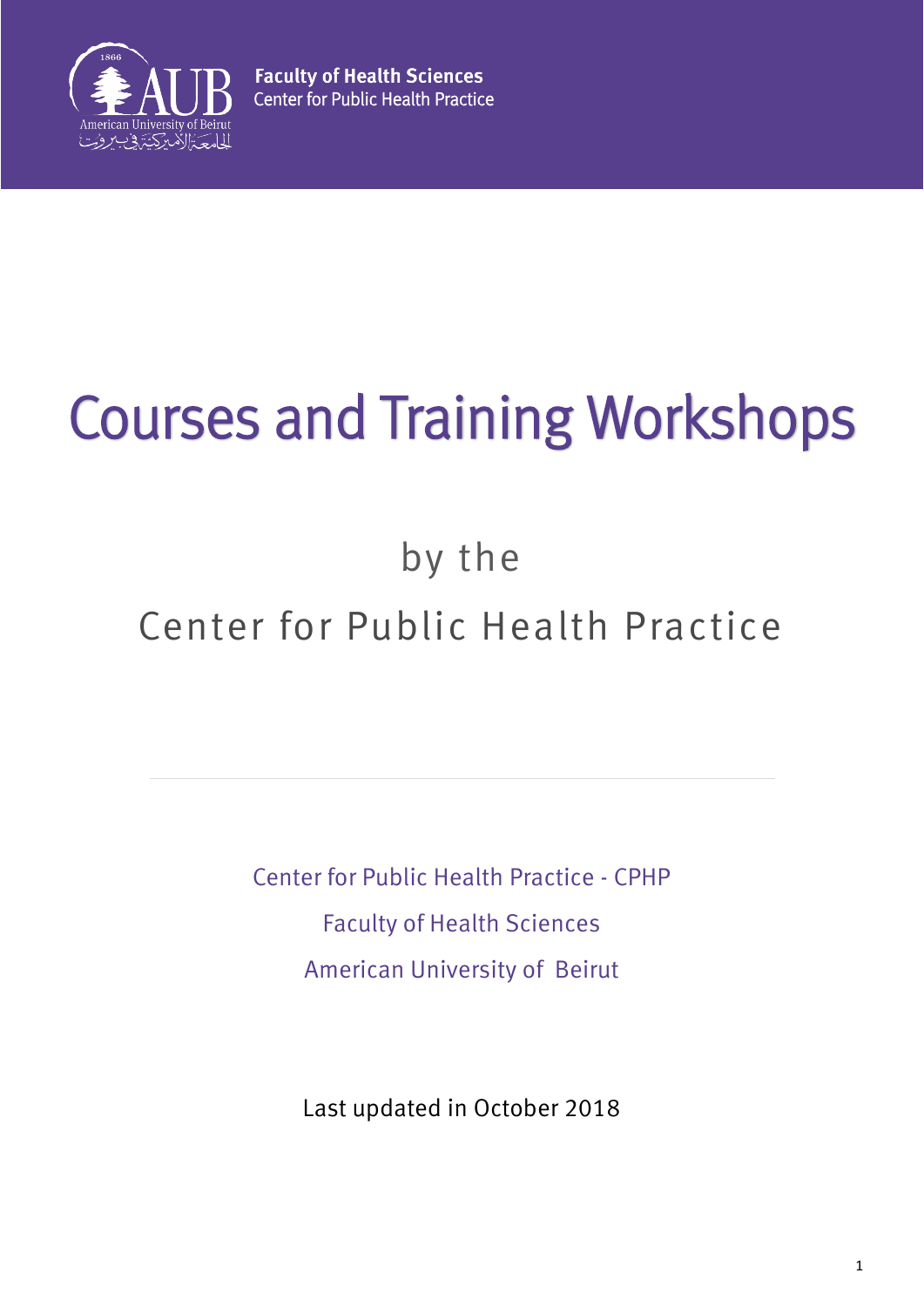**Faculty of Health Sciences**
Center for Public Health Practice

# Courses and Training Workshops

## by the
## Center for Public Health Practice

---

Center for Public Health Practice - CPHP

Faculty of Health Sciences

American University of Beirut

Last updated in October 2018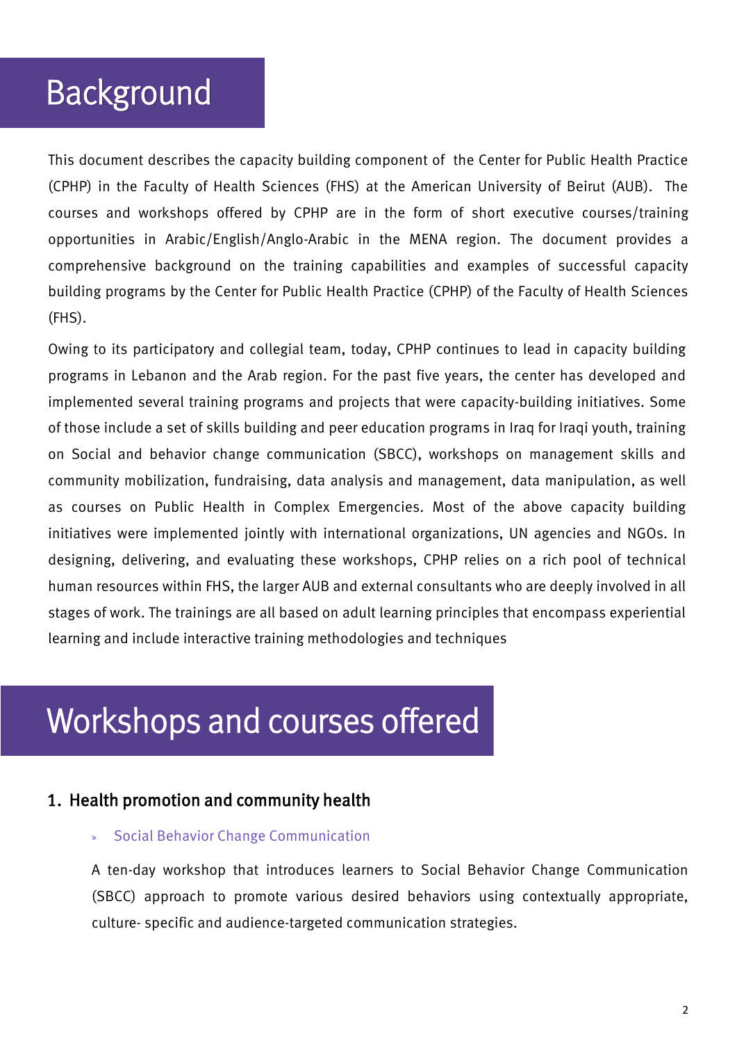# Background

This document describes the capacity building component of the Center for Public Health Practice (CPHP) in the Faculty of Health Sciences (FHS) at the American University of Beirut (AUB). The courses and workshops offered by CPHP are in the form of short executive courses/training opportunities in Arabic/English/Anglo-Arabic in the MENA region. The document provides a comprehensive background on the training capabilities and examples of successful capacity building programs by the Center for Public Health Practice (CPHP) of the Faculty of Health Sciences (FHS).

Owing to its participatory and collegial team, today, CPHP continues to lead in capacity building programs in Lebanon and the Arab region. For the past five years, the center has developed and implemented several training programs and projects that were capacity-building initiatives. Some of those include a set of skills building and peer education programs in Iraq for Iraqi youth, training on Social and behavior change communication (SBCC), workshops on management skills and community mobilization, fundraising, data analysis and management, data manipulation, as well as courses on Public Health in Complex Emergencies. Most of the above capacity building initiatives were implemented jointly with international organizations, UN agencies and NGOs. In designing, delivering, and evaluating these workshops, CPHP relies on a rich pool of technical human resources within FHS, the larger AUB and external consultants who are deeply involved in all stages of work. The trainings are all based on adult learning principles that encompass experiential learning and include interactive training methodologies and techniques

# Workshops and courses offered

## 1. Health promotion and community health

### » Social Behavior Change Communication

A ten-day workshop that introduces learners to Social Behavior Change Communication (SBCC) approach to promote various desired behaviors using contextually appropriate, culture- specific and audience-targeted communication strategies.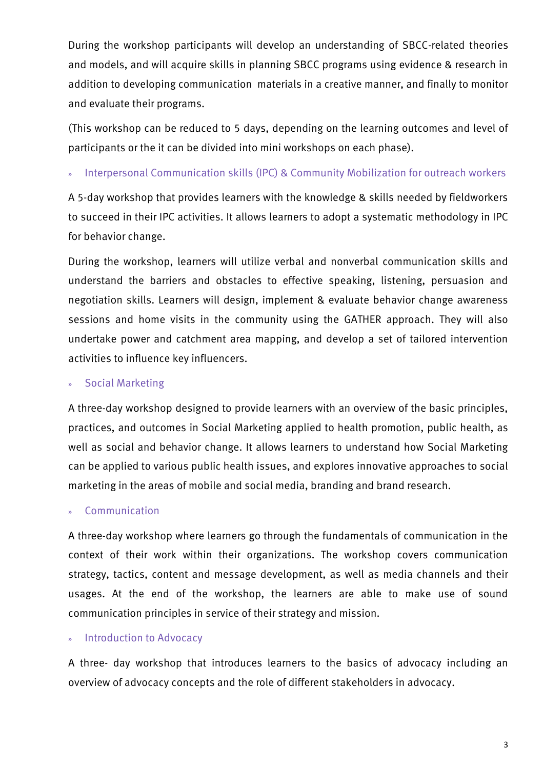During the workshop participants will develop an understanding of SBCC-related theories and models, and will acquire skills in planning SBCC programs using evidence & research in addition to developing communication materials in a creative manner, and finally to monitor and evaluate their programs.

(This workshop can be reduced to 5 days, depending on the learning outcomes and level of participants or the it can be divided into mini workshops on each phase).

### Interpersonal Communication skills (IPC) & Community Mobilization for outreach workers

A 5-day workshop that provides learners with the knowledge & skills needed by fieldworkers to succeed in their IPC activities. It allows learners to adopt a systematic methodology in IPC for behavior change.

During the workshop, learners will utilize verbal and nonverbal communication skills and understand the barriers and obstacles to effective speaking, listening, persuasion and negotiation skills. Learners will design, implement & evaluate behavior change awareness sessions and home visits in the community using the GATHER approach. They will also undertake power and catchment area mapping, and develop a set of tailored intervention activities to influence key influencers.

### Social Marketing

A three-day workshop designed to provide learners with an overview of the basic principles, practices, and outcomes in Social Marketing applied to health promotion, public health, as well as social and behavior change. It allows learners to understand how Social Marketing can be applied to various public health issues, and explores innovative approaches to social marketing in the areas of mobile and social media, branding and brand research.

### Communication

A three-day workshop where learners go through the fundamentals of communication in the context of their work within their organizations. The workshop covers communication strategy, tactics, content and message development, as well as media channels and their usages. At the end of the workshop, the learners are able to make use of sound communication principles in service of their strategy and mission.

### Introduction to Advocacy

A three- day workshop that introduces learners to the basics of advocacy including an overview of advocacy concepts and the role of different stakeholders in advocacy.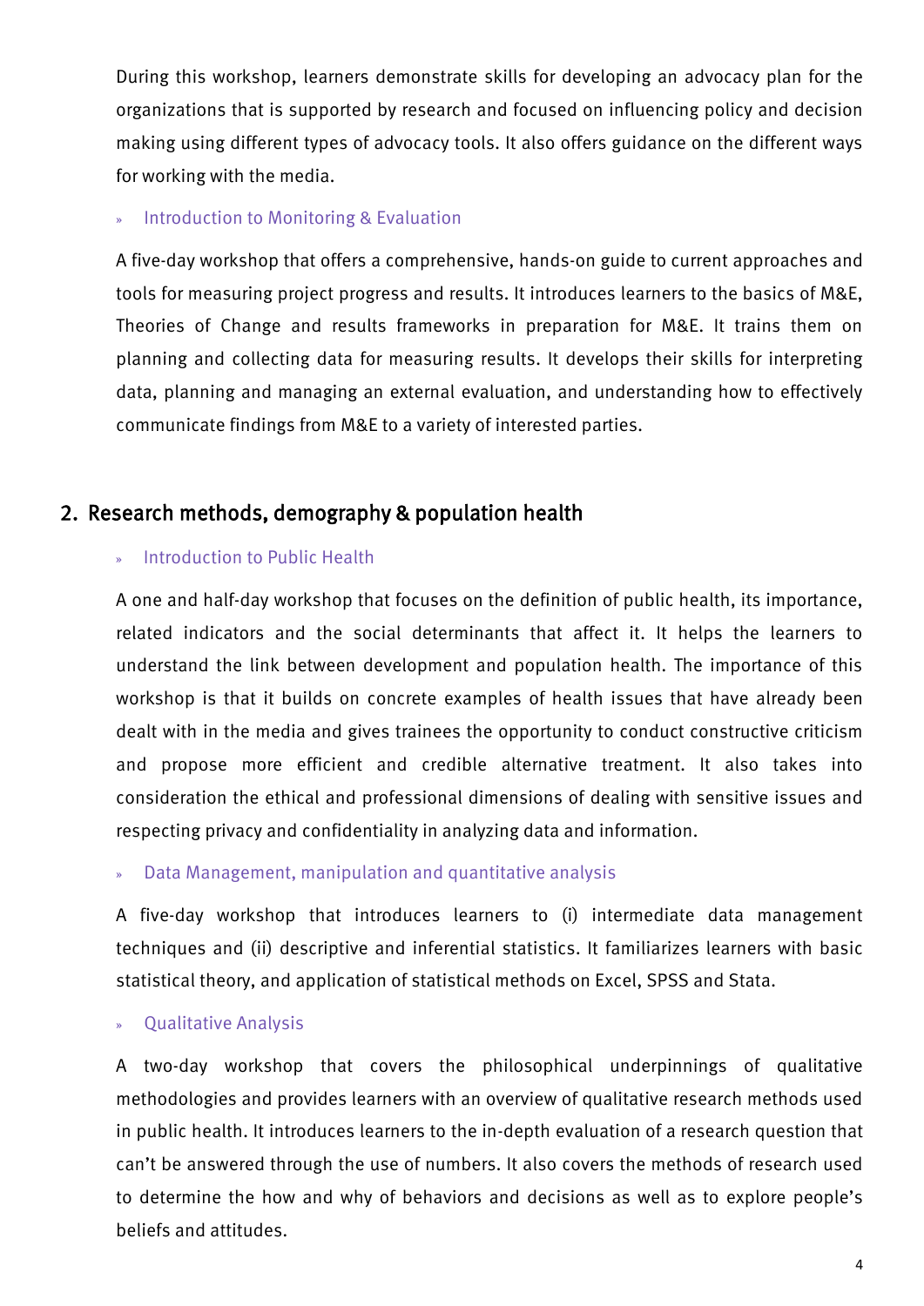During this workshop, learners demonstrate skills for developing an advocacy plan for the organizations that is supported by research and focused on influencing policy and decision making using different types of advocacy tools. It also offers guidance on the different ways for working with the media.

- Introduction to Monitoring & Evaluation

A five-day workshop that offers a comprehensive, hands-on guide to current approaches and tools for measuring project progress and results. It introduces learners to the basics of M&E, Theories of Change and results frameworks in preparation for M&E. It trains them on planning and collecting data for measuring results. It develops their skills for interpreting data, planning and managing an external evaluation, and understanding how to effectively communicate findings from M&E to a variety of interested parties.

## 2. Research methods, demography & population health

- Introduction to Public Health

A one and half-day workshop that focuses on the definition of public health, its importance, related indicators and the social determinants that affect it. It helps the learners to understand the link between development and population health. The importance of this workshop is that it builds on concrete examples of health issues that have already been dealt with in the media and gives trainees the opportunity to conduct constructive criticism and propose more efficient and credible alternative treatment. It also takes into consideration the ethical and professional dimensions of dealing with sensitive issues and respecting privacy and confidentiality in analyzing data and information.

- Data Management, manipulation and quantitative analysis

A five-day workshop that introduces learners to (i) intermediate data management techniques and (ii) descriptive and inferential statistics. It familiarizes learners with basic statistical theory, and application of statistical methods on Excel, SPSS and Stata.

- Qualitative Analysis

A two-day workshop that covers the philosophical underpinnings of qualitative methodologies and provides learners with an overview of qualitative research methods used in public health. It introduces learners to the in-depth evaluation of a research question that can't be answered through the use of numbers. It also covers the methods of research used to determine the how and why of behaviors and decisions as well as to explore people's beliefs and attitudes.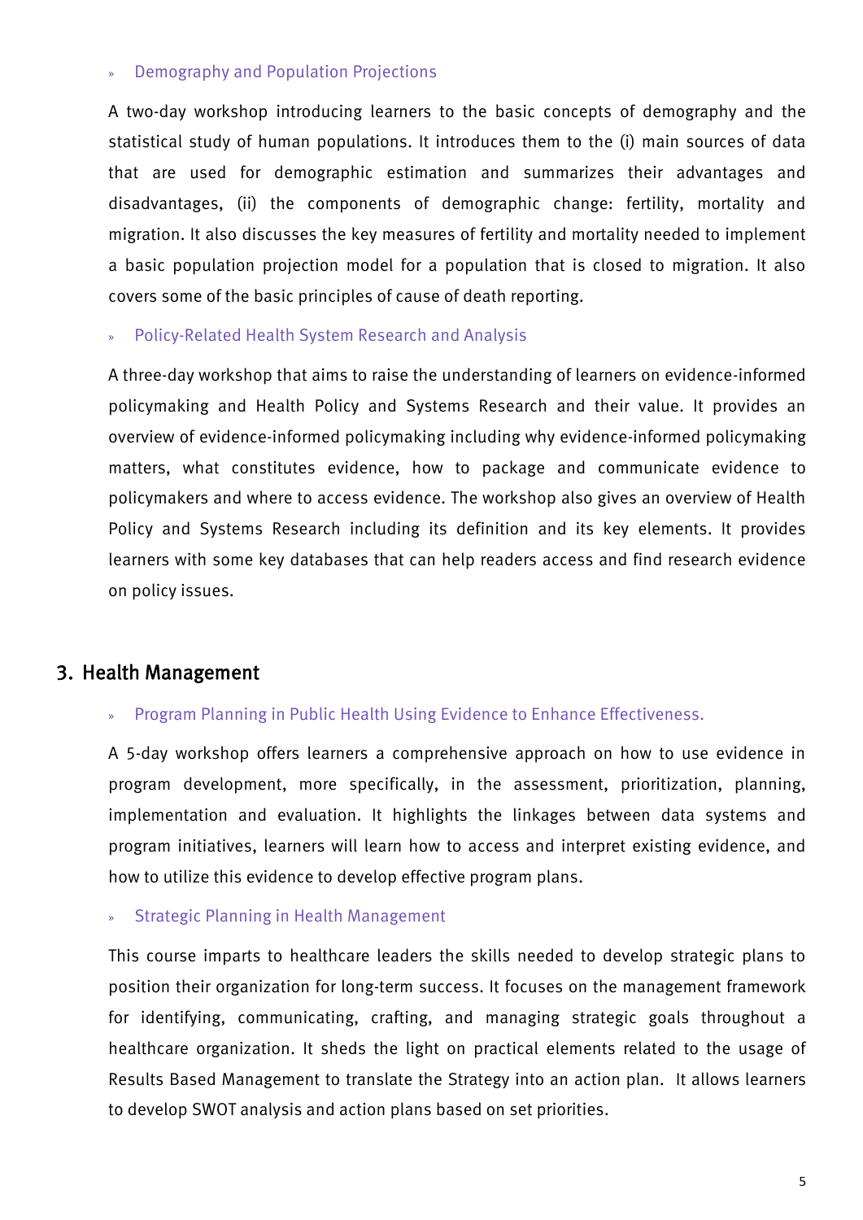» Demography and Population Projections

A two-day workshop introducing learners to the basic concepts of demography and the statistical study of human populations. It introduces them to the (i) main sources of data that are used for demographic estimation and summarizes their advantages and disadvantages, (ii) the components of demographic change: fertility, mortality and migration. It also discusses the key measures of fertility and mortality needed to implement a basic population projection model for a population that is closed to migration. It also covers some of the basic principles of cause of death reporting.

» Policy-Related Health System Research and Analysis

A three-day workshop that aims to raise the understanding of learners on evidence-informed policymaking and Health Policy and Systems Research and their value. It provides an overview of evidence-informed policymaking including why evidence-informed policymaking matters, what constitutes evidence, how to package and communicate evidence to policymakers and where to access evidence. The workshop also gives an overview of Health Policy and Systems Research including its definition and its key elements. It provides learners with some key databases that can help readers access and find research evidence on policy issues.

## 3. Health Management

» Program Planning in Public Health Using Evidence to Enhance Effectiveness.

A 5-day workshop offers learners a comprehensive approach on how to use evidence in program development, more specifically, in the assessment, prioritization, planning, implementation and evaluation. It highlights the linkages between data systems and program initiatives, learners will learn how to access and interpret existing evidence, and how to utilize this evidence to develop effective program plans.

» Strategic Planning in Health Management

This course imparts to healthcare leaders the skills needed to develop strategic plans to position their organization for long-term success. It focuses on the management framework for identifying, communicating, crafting, and managing strategic goals throughout a healthcare organization. It sheds the light on practical elements related to the usage of Results Based Management to translate the Strategy into an action plan. It allows learners to develop SWOT analysis and action plans based on set priorities.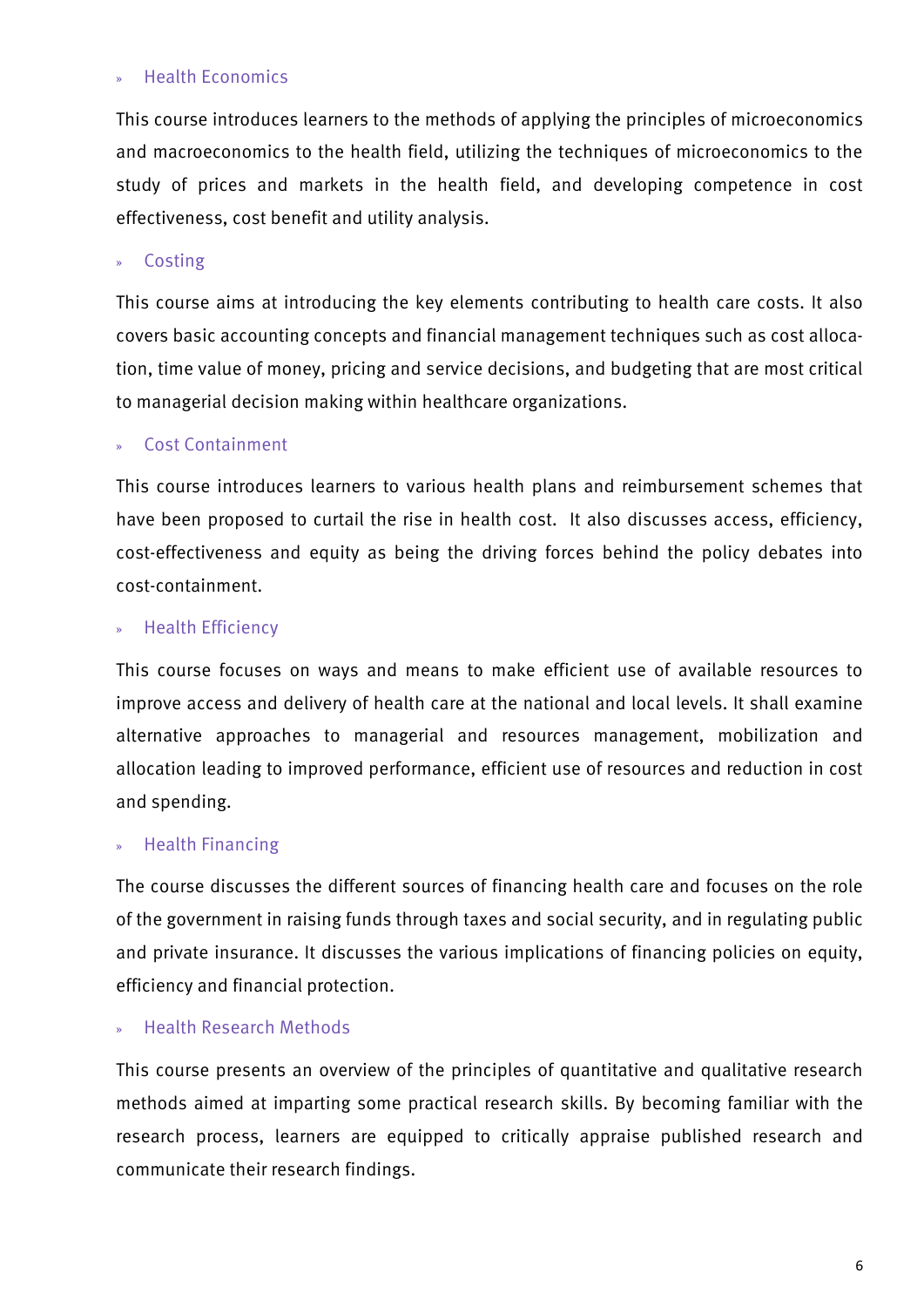- Health Economics

This course introduces learners to the methods of applying the principles of microeconomics and macroeconomics to the health field, utilizing the techniques of microeconomics to the study of prices and markets in the health field, and developing competence in cost effectiveness, cost benefit and utility analysis.

- Costing

This course aims at introducing the key elements contributing to health care costs. It also covers basic accounting concepts and financial management techniques such as cost allocation, time value of money, pricing and service decisions, and budgeting that are most critical to managerial decision making within healthcare organizations.

- Cost Containment

This course introduces learners to various health plans and reimbursement schemes that have been proposed to curtail the rise in health cost. It also discusses access, efficiency, cost-effectiveness and equity as being the driving forces behind the policy debates into cost-containment.

- Health Efficiency

This course focuses on ways and means to make efficient use of available resources to improve access and delivery of health care at the national and local levels. It shall examine alternative approaches to managerial and resources management, mobilization and allocation leading to improved performance, efficient use of resources and reduction in cost and spending.

- Health Financing

The course discusses the different sources of financing health care and focuses on the role of the government in raising funds through taxes and social security, and in regulating public and private insurance. It discusses the various implications of financing policies on equity, efficiency and financial protection.

- Health Research Methods

This course presents an overview of the principles of quantitative and qualitative research methods aimed at imparting some practical research skills. By becoming familiar with the research process, learners are equipped to critically appraise published research and communicate their research findings.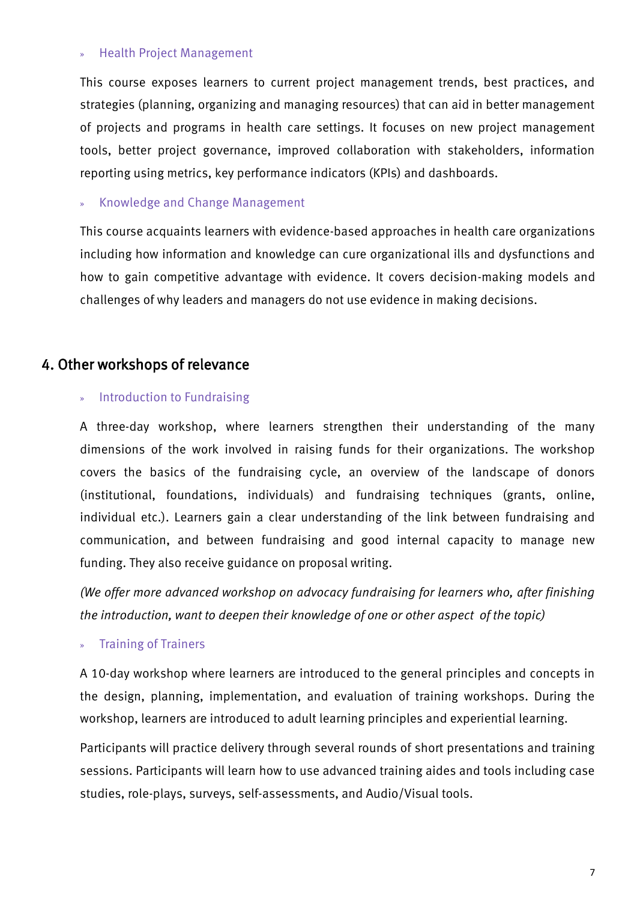» Health Project Management

This course exposes learners to current project management trends, best practices, and strategies (planning, organizing and managing resources) that can aid in better management of projects and programs in health care settings. It focuses on new project management tools, better project governance, improved collaboration with stakeholders, information reporting using metrics, key performance indicators (KPIs) and dashboards.

» Knowledge and Change Management

This course acquaints learners with evidence-based approaches in health care organizations including how information and knowledge can cure organizational ills and dysfunctions and how to gain competitive advantage with evidence. It covers decision-making models and challenges of why leaders and managers do not use evidence in making decisions.

## 4. Other workshops of relevance

» Introduction to Fundraising

A three-day workshop, where learners strengthen their understanding of the many dimensions of the work involved in raising funds for their organizations. The workshop covers the basics of the fundraising cycle, an overview of the landscape of donors (institutional, foundations, individuals) and fundraising techniques (grants, online, individual etc.). Learners gain a clear understanding of the link between fundraising and communication, and between fundraising and good internal capacity to manage new funding. They also receive guidance on proposal writing.

*(We offer more advanced workshop on advocacy fundraising for learners who, after finishing the introduction, want to deepen their knowledge of one or other aspect of the topic)*

» Training of Trainers

A 10-day workshop where learners are introduced to the general principles and concepts in the design, planning, implementation, and evaluation of training workshops. During the workshop, learners are introduced to adult learning principles and experiential learning.

Participants will practice delivery through several rounds of short presentations and training sessions. Participants will learn how to use advanced training aides and tools including case studies, role-plays, surveys, self-assessments, and Audio/Visual tools.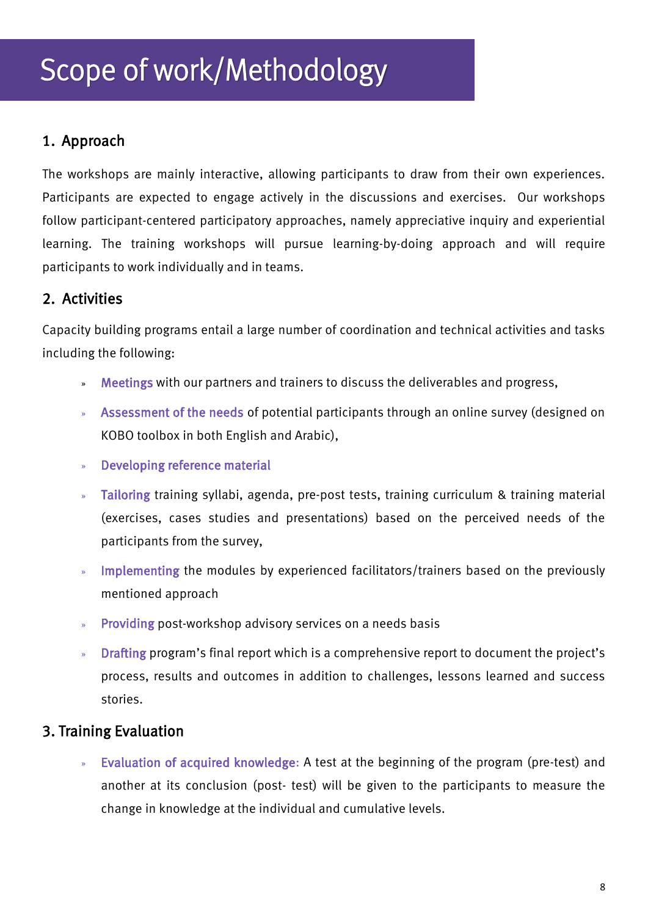# Scope of work/Methodology

## 1. Approach

The workshops are mainly interactive, allowing participants to draw from their own experiences. Participants are expected to engage actively in the discussions and exercises. Our workshops follow participant-centered participatory approaches, namely appreciative inquiry and experiential learning. The training workshops will pursue learning-by-doing approach and will require participants to work individually and in teams.

## 2. Activities

Capacity building programs entail a large number of coordination and technical activities and tasks including the following:

- **Meetings** with our partners and trainers to discuss the deliverables and progress,
- **Assessment of the needs** of potential participants through an online survey (designed on KOBO toolbox in both English and Arabic),
- **Developing reference material**
- **Tailoring** training syllabi, agenda, pre-post tests, training curriculum & training material (exercises, cases studies and presentations) based on the perceived needs of the participants from the survey,
- **Implementing** the modules by experienced facilitators/trainers based on the previously mentioned approach
- **Providing** post-workshop advisory services on a needs basis
- **Drafting** program's final report which is a comprehensive report to document the project's process, results and outcomes in addition to challenges, lessons learned and success stories.

## 3. Training Evaluation

- **Evaluation of acquired knowledge:** A test at the beginning of the program (pre-test) and another at its conclusion (post- test) will be given to the participants to measure the change in knowledge at the individual and cumulative levels.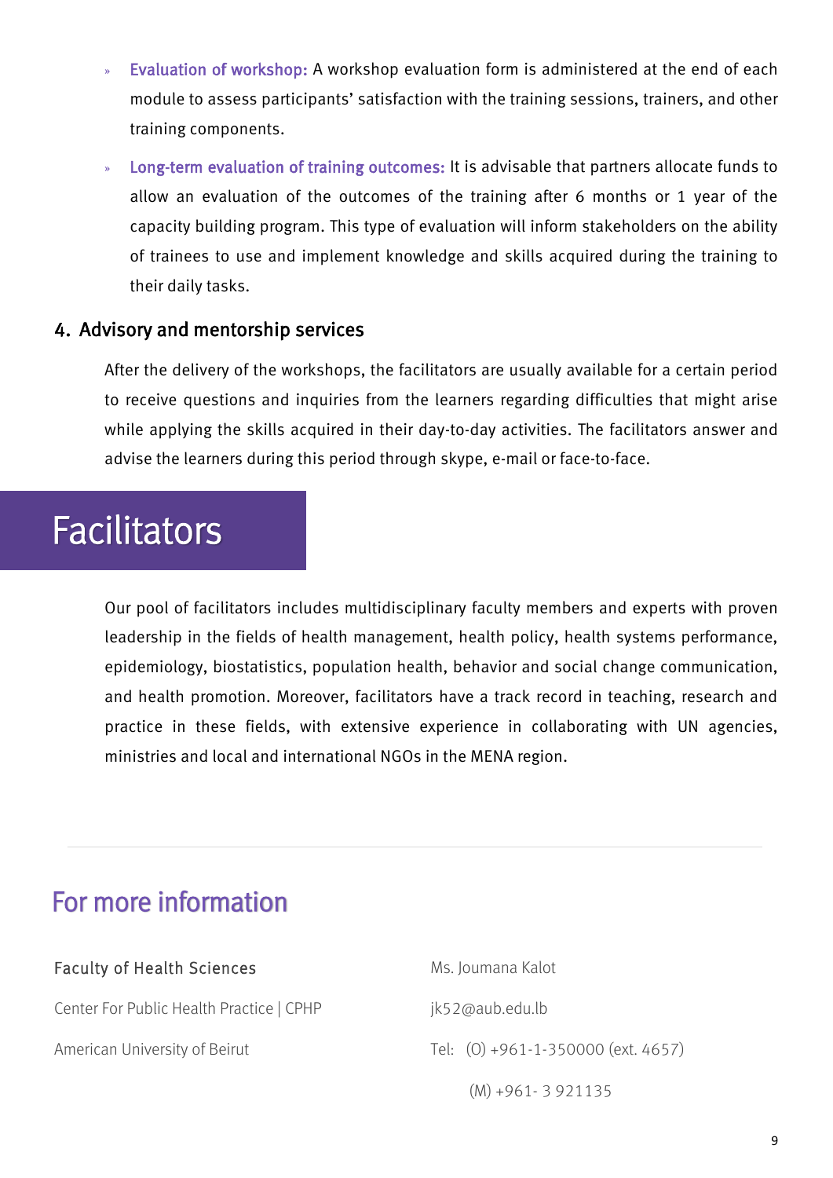- **Evaluation of workshop:** A workshop evaluation form is administered at the end of each module to assess participants' satisfaction with the training sessions, trainers, and other training components.
- **Long-term evaluation of training outcomes:** It is advisable that partners allocate funds to allow an evaluation of the outcomes of the training after 6 months or 1 year of the capacity building program. This type of evaluation will inform stakeholders on the ability of trainees to use and implement knowledge and skills acquired during the training to their daily tasks.

### 4. Advisory and mentorship services

After the delivery of the workshops, the facilitators are usually available for a certain period to receive questions and inquiries from the learners regarding difficulties that might arise while applying the skills acquired in their day-to-day activities. The facilitators answer and advise the learners during this period through skype, e-mail or face-to-face.

# Facilitators

Our pool of facilitators includes multidisciplinary faculty members and experts with proven leadership in the fields of health management, health policy, health systems performance, epidemiology, biostatistics, population health, behavior and social change communication, and health promotion. Moreover, facilitators have a track record in teaching, research and practice in these fields, with extensive experience in collaborating with UN agencies, ministries and local and international NGOs in the MENA region.

---

## For more information

Faculty of Health Sciences

Center For Public Health Practice | CPHP

American University of Beirut

Ms. Joumana Kalot

jk52@aub.edu.lb

Tel: (O) +961-1-350000 (ext. 4657)

(M) +961- 3 921135